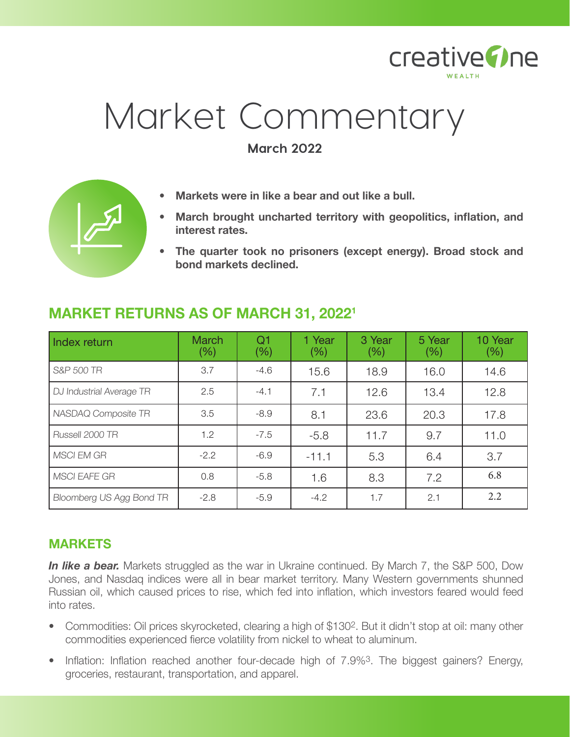# Market Commentary

**March 2022**

- **Markets were in like a bear and out like a bull.**
- **March brought uncharted territory with geopolitics, inflation, and interest rates.**
- **The quarter took no prisoners (except energy). Broad stock and bond markets declined.**

## MARKET RETURNS AS OF MARCH 31, 2022[1]

| Index return | March (%) | Q1 (%) | 1 Year (%) | 3 Year (%) | 5 Year (%) | 10 Year (%) |
|---|---|---|---|---|---|---|
| *S&P 500 TR* | 3.7 | -4.6 | 15.6 | 18.9 | 16.0 | 14.6 |
| *DJ Industrial Average TR* | 2.5 | -4.1 | 7.1 | 12.6 | 13.4 | 12.8 |
| *NASDAQ Composite TR* | 3.5 | -8.9 | 8.1 | 23.6 | 20.3 | 17.8 |
| *Russell 2000 TR* | 1.2 | -7.5 | -5.8 | 11.7 | 9.7 | 11.0 |
| *MSCI EM GR* | -2.2 | -6.9 | -11.1 | 5.3 | 6.4 | 3.7 |
| *MSCI EAFE GR* | 0.8 | -5.8 | 1.6 | 8.3 | 7.2 | 6.8 |
| *Bloomberg US Agg Bond TR* | -2.8 | -5.9 | -4.2 | 1.7 | 2.1 | 2.2 |

## MARKETS

***In like a bear.*** Markets struggled as the war in Ukraine continued. By March 7, the S&P 500, Dow Jones, and Nasdaq indices were all in bear market territory. Many Western governments shunned Russian oil, which caused prices to rise, which fed into inflation, which investors feared would feed into rates.

- Commodities: Oil prices skyrocketed, clearing a high of $130[2]. But it didn't stop at oil: many other commodities experienced fierce volatility from nickel to wheat to aluminum.
- Inflation: Inflation reached another four-decade high of 7.9%[3]. The biggest gainers? Energy, groceries, restaurant, transportation, and apparel.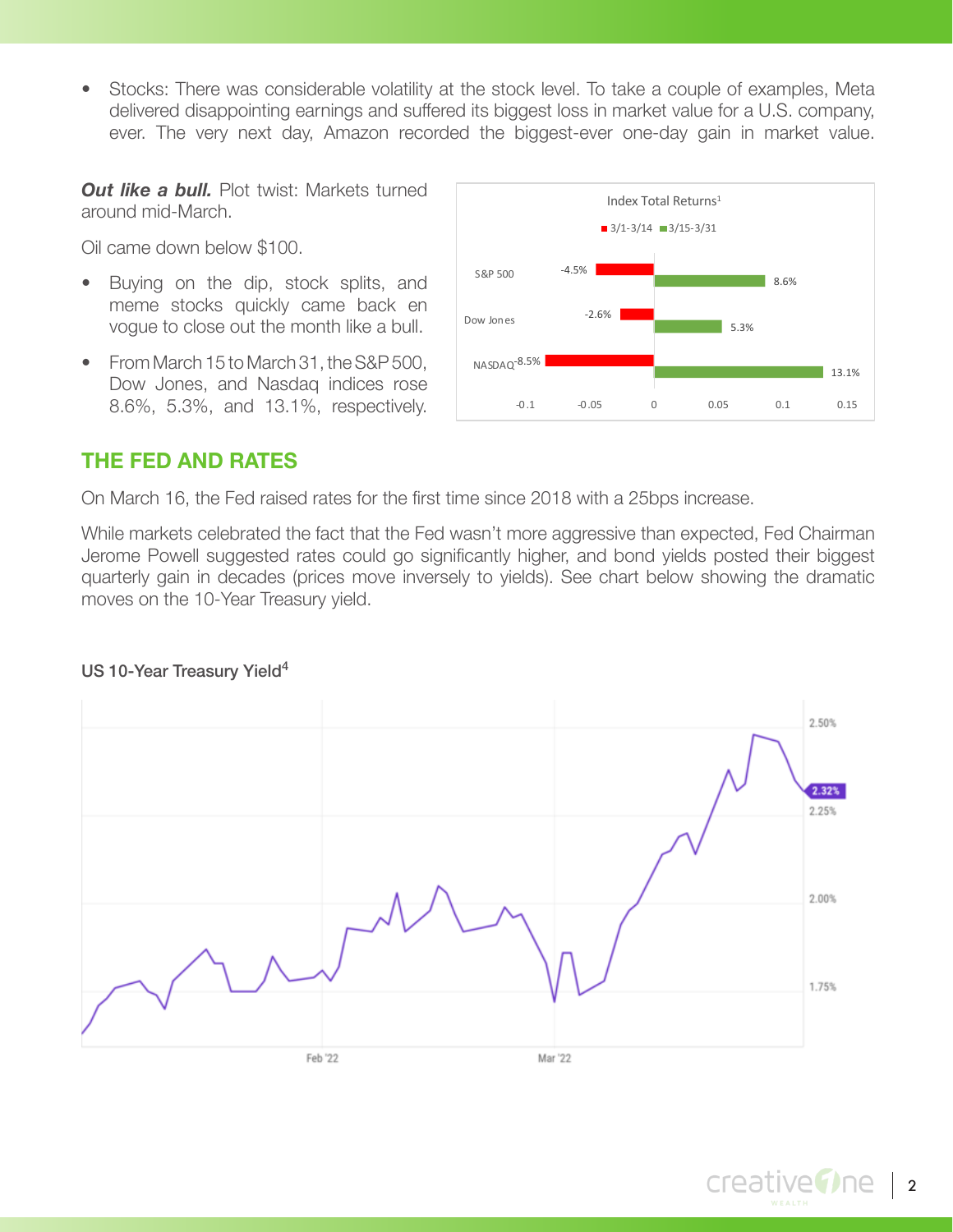- Stocks: There was considerable volatility at the stock level. To take a couple of examples, Meta delivered disappointing earnings and suffered its biggest loss in market value for a U.S. company, ever. The very next day, Amazon recorded the biggest-ever one-day gain in market value.

***Out like a bull.*** Plot twist: Markets turned around mid-March.

Oil came down below $100.

- Buying on the dip, stock splits, and meme stocks quickly came back en vogue to close out the month like a bull.
- From March 15 to March 31, the S&P 500, Dow Jones, and Nasdaq indices rose 8.6%, 5.3%, and 13.1%, respectively.

Index Total Returns[1]

| Index | 3/1-3/14 | 3/15-3/31 |
|---|---|---|
| S&P 500 | -4.5% | 8.6% |
| Dow Jones | -2.6% | 5.3% |
| NASDAQ | -8.5% | 13.1% |

## THE FED AND RATES

On March 16, the Fed raised rates for the first time since 2018 with a 25bps increase.

While markets celebrated the fact that the Fed wasn't more aggressive than expected, Fed Chairman Jerome Powell suggested rates could go significantly higher, and bond yields posted their biggest quarterly gain in decades (prices move inversely to yields). See chart below showing the dramatic moves on the 10-Year Treasury yield.

US 10-Year Treasury Yield[4]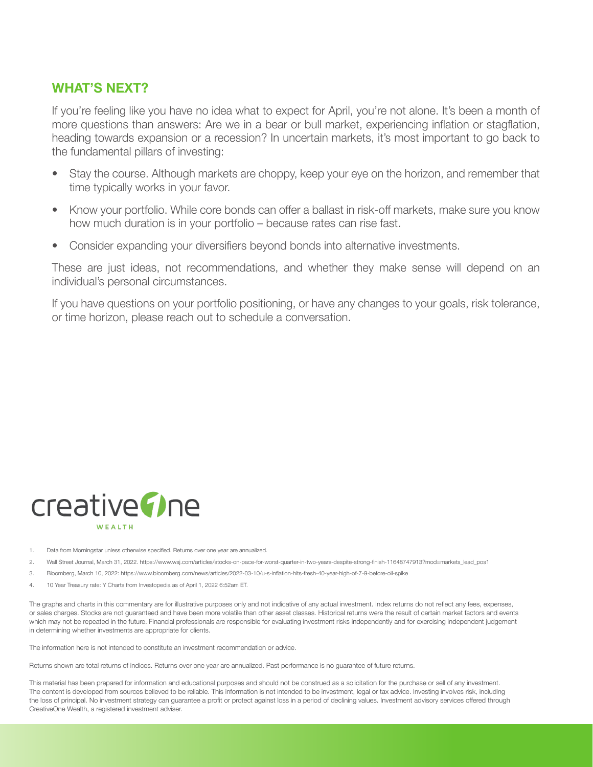## WHAT'S NEXT?

If you're feeling like you have no idea what to expect for April, you're not alone. It's been a month of more questions than answers: Are we in a bear or bull market, experiencing inflation or stagflation, heading towards expansion or a recession? In uncertain markets, it's most important to go back to the fundamental pillars of investing:

- Stay the course. Although markets are choppy, keep your eye on the horizon, and remember that time typically works in your favor.
- Know your portfolio. While core bonds can offer a ballast in risk-off markets, make sure you know how much duration is in your portfolio – because rates can rise fast.
- Consider expanding your diversifiers beyond bonds into alternative investments.

These are just ideas, not recommendations, and whether they make sense will depend on an individual's personal circumstances.

If you have questions on your portfolio positioning, or have any changes to your goals, risk tolerance, or time horizon, please reach out to schedule a conversation.

creativeOne WEALTH

1. Data from Morningstar unless otherwise specified. Returns over one year are annualized.
2. Wall Street Journal, March 31, 2022. https://www.wsj.com/articles/stocks-on-pace-for-worst-quarter-in-two-years-despite-strong-finish-11648747913?mod=markets_lead_pos1
3. Bloomberg, March 10, 2022: https://www.bloomberg.com/news/articles/2022-03-10/u-s-inflation-hits-fresh-40-year-high-of-7-9-before-oil-spike
4. 10 Year Treasury rate: Y Charts from Investopedia as of April 1, 2022 6:52am ET.

The graphs and charts in this commentary are for illustrative purposes only and not indicative of any actual investment. Index returns do not reflect any fees, expenses, or sales charges. Stocks are not guaranteed and have been more volatile than other asset classes. Historical returns were the result of certain market factors and events which may not be repeated in the future. Financial professionals are responsible for evaluating investment risks independently and for exercising independent judgement in determining whether investments are appropriate for clients.

The information here is not intended to constitute an investment recommendation or advice.

Returns shown are total returns of indices. Returns over one year are annualized. Past performance is no guarantee of future returns.

This material has been prepared for information and educational purposes and should not be construed as a solicitation for the purchase or sell of any investment. The content is developed from sources believed to be reliable. This information is not intended to be investment, legal or tax advice. Investing involves risk, including the loss of principal. No investment strategy can guarantee a profit or protect against loss in a period of declining values. Investment advisory services offered through CreativeOne Wealth, a registered investment adviser.